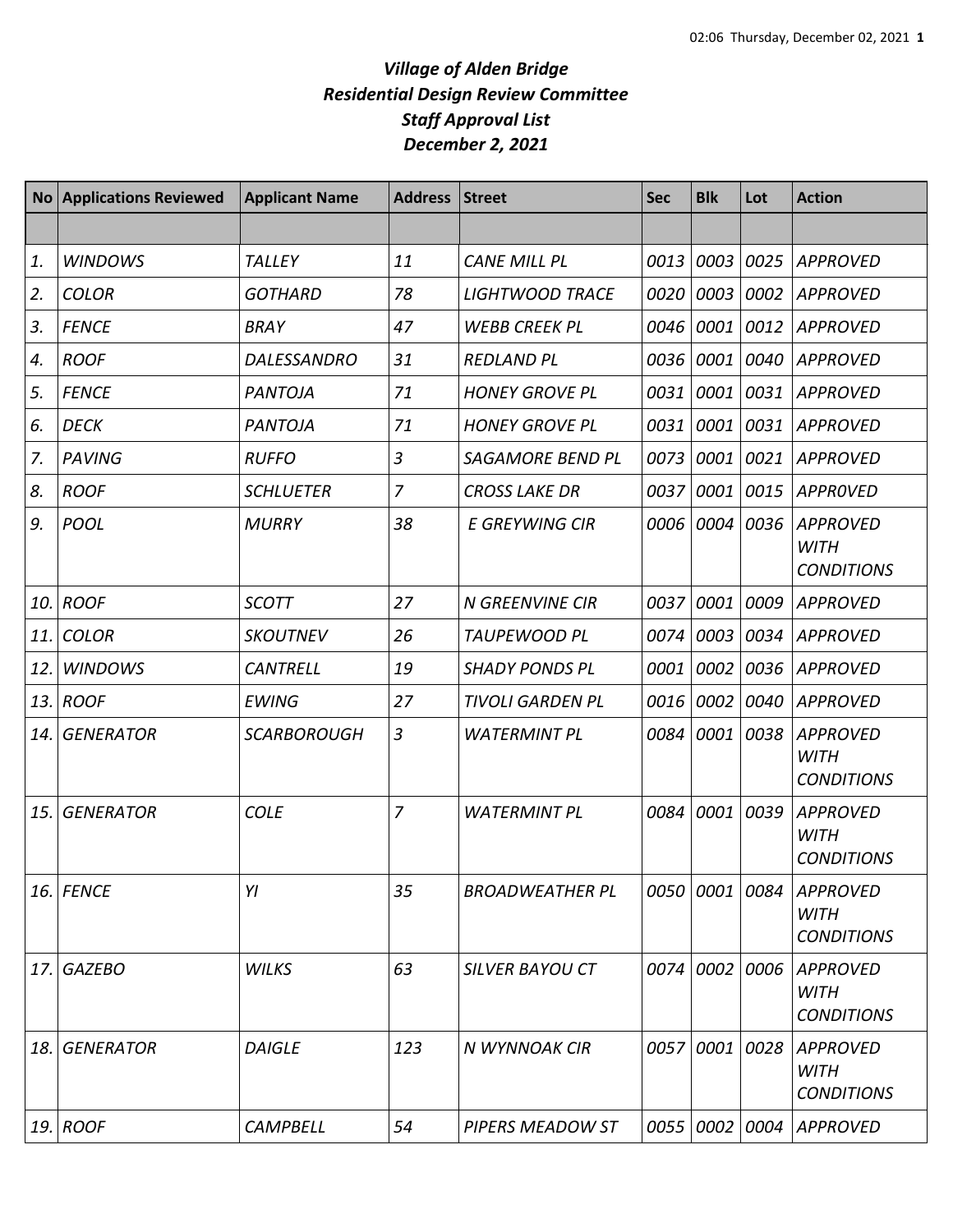# *Village of Alden Bridge*
# *Residential Design Review Committee*
# *Staff Approval List*
# *December 2, 2021*

| No | Applications Reviewed | Applicant Name | Address | Street | Sec | Blk | Lot | Action |
|---|---|---|---|---|---|---|---|---|
| | | | | | | | | |
| *1.* | *WINDOWS* | *TALLEY* | *11* | *CANE MILL PL* | *0013* | *0003* | *0025* | *APPROVED* |
| *2.* | *COLOR* | *GOTHARD* | *78* | *LIGHTWOOD TRACE* | *0020* | *0003* | *0002* | *APPROVED* |
| *3.* | *FENCE* | *BRAY* | *47* | *WEBB CREEK PL* | *0046* | *0001* | *0012* | *APPROVED* |
| *4.* | *ROOF* | *DALESSANDRO* | *31* | *REDLAND PL* | *0036* | *0001* | *0040* | *APPROVED* |
| *5.* | *FENCE* | *PANTOJA* | *71* | *HONEY GROVE PL* | *0031* | *0001* | *0031* | *APPROVED* |
| *6.* | *DECK* | *PANTOJA* | *71* | *HONEY GROVE PL* | *0031* | *0001* | *0031* | *APPROVED* |
| *7.* | *PAVING* | *RUFFO* | *3* | *SAGAMORE BEND PL* | *0073* | *0001* | *0021* | *APPROVED* |
| *8.* | *ROOF* | *SCHLUETER* | *7* | *CROSS LAKE DR* | *0037* | *0001* | *0015* | *APPR0VED* |
| *9.* | *POOL* | *MURRY* | *38* | *E GREYWING CIR* | *0006* | *0004* | *0036* | *APPROVED WITH CONDITIONS* |
| *10.* | *ROOF* | *SCOTT* | *27* | *N GREENVINE CIR* | *0037* | *0001* | *0009* | *APPROVED* |
| *11.* | *COLOR* | *SKOUTNEV* | *26* | *TAUPEWOOD PL* | *0074* | *0003* | *0034* | *APPROVED* |
| *12.* | *WINDOWS* | *CANTRELL* | *19* | *SHADY PONDS PL* | *0001* | *0002* | *0036* | *APPROVED* |
| *13.* | *ROOF* | *EWING* | *27* | *TIVOLI GARDEN PL* | *0016* | *0002* | *0040* | *APPROVED* |
| *14.* | *GENERATOR* | *SCARBOROUGH* | *3* | *WATERMINT PL* | *0084* | *0001* | *0038* | *APPROVED WITH CONDITIONS* |
| *15.* | *GENERATOR* | *COLE* | *7* | *WATERMINT PL* | *0084* | *0001* | *0039* | *APPROVED WITH CONDITIONS* |
| *16.* | *FENCE* | *YI* | *35* | *BROADWEATHER PL* | *0050* | *0001* | *0084* | *APPROVED WITH CONDITIONS* |
| *17.* | *GAZEBO* | *WILKS* | *63* | *SILVER BAYOU CT* | *0074* | *0002* | *0006* | *APPROVED WITH CONDITIONS* |
| *18.* | *GENERATOR* | *DAIGLE* | *123* | *N WYNNOAK CIR* | *0057* | *0001* | *0028* | *APPROVED WITH CONDITIONS* |
| *19.* | *ROOF* | *CAMPBELL* | *54* | *PIPERS MEADOW ST* | *0055* | *0002* | *0004* | *APPROVED* |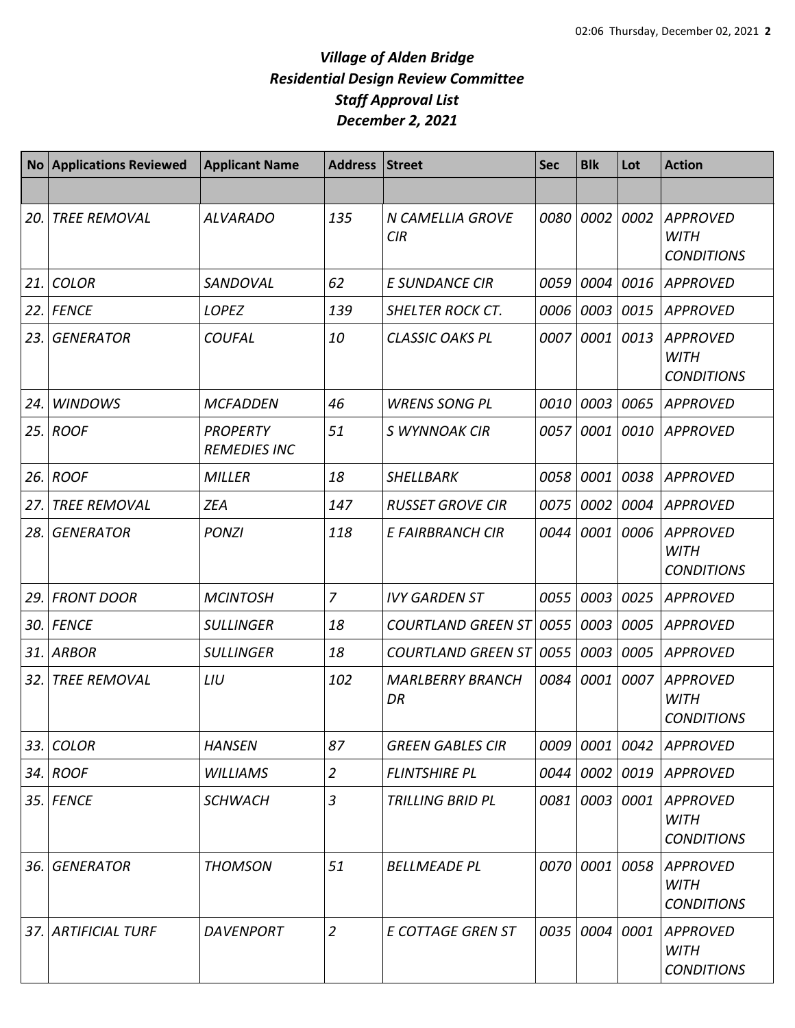# *Village of Alden Bridge*
# *Residential Design Review Committee*
# *Staff Approval List*
# *December 2, 2021*

| No | Applications Reviewed | Applicant Name | Address | Street | Sec | Blk | Lot | Action |
|---|---|---|---|---|---|---|---|---|
| | | | | | | | | |
| 20. | *TREE REMOVAL* | *ALVARADO* | *135* | *N CAMELLIA GROVE CIR* | *0080* | *0002* | *0002* | *APPROVED WITH CONDITIONS* |
| 21. | *COLOR* | *SANDOVAL* | *62* | *E SUNDANCE CIR* | *0059* | *0004* | *0016* | *APPROVED* |
| 22. | *FENCE* | *LOPEZ* | *139* | *SHELTER ROCK CT.* | *0006* | *0003* | *0015* | *APPROVED* |
| 23. | *GENERATOR* | *COUFAL* | *10* | *CLASSIC OAKS PL* | *0007* | *0001* | *0013* | *APPROVED WITH CONDITIONS* |
| 24. | *WINDOWS* | *MCFADDEN* | *46* | *WRENS SONG PL* | *0010* | *0003* | *0065* | *APPROVED* |
| 25. | *ROOF* | *PROPERTY REMEDIES INC* | *51* | *S WYNNOAK CIR* | *0057* | *0001* | *0010* | *APPROVED* |
| 26. | *ROOF* | *MILLER* | *18* | *SHELLBARK* | *0058* | *0001* | *0038* | *APPROVED* |
| 27. | *TREE REMOVAL* | *ZEA* | *147* | *RUSSET GROVE CIR* | *0075* | *0002* | *0004* | *APPROVED* |
| 28. | *GENERATOR* | *PONZI* | *118* | *E FAIRBRANCH CIR* | *0044* | *0001* | *0006* | *APPROVED WITH CONDITIONS* |
| 29. | *FRONT DOOR* | *MCINTOSH* | *7* | *IVY GARDEN ST* | *0055* | *0003* | *0025* | *APPROVED* |
| 30. | *FENCE* | *SULLINGER* | *18* | *COURTLAND GREEN ST* | *0055* | *0003* | *0005* | *APPROVED* |
| 31. | *ARBOR* | *SULLINGER* | *18* | *COURTLAND GREEN ST* | *0055* | *0003* | *0005* | *APPROVED* |
| 32. | *TREE REMOVAL* | *LIU* | *102* | *MARLBERRY BRANCH DR* | *0084* | *0001* | *0007* | *APPROVED WITH CONDITIONS* |
| 33. | *COLOR* | *HANSEN* | *87* | *GREEN GABLES CIR* | *0009* | *0001* | *0042* | *APPROVED* |
| 34. | *ROOF* | *WILLIAMS* | *2* | *FLINTSHIRE PL* | *0044* | *0002* | *0019* | *APPROVED* |
| 35. | *FENCE* | *SCHWACH* | *3* | *TRILLING BRID PL* | *0081* | *0003* | *0001* | *APPROVED WITH CONDITIONS* |
| 36. | *GENERATOR* | *THOMSON* | *51* | *BELLMEADE PL* | *0070* | *0001* | *0058* | *APPROVED WITH CONDITIONS* |
| 37. | *ARTIFICIAL TURF* | *DAVENPORT* | *2* | *E COTTAGE GREN ST* | *0035* | *0004* | *0001* | *APPROVED WITH CONDITIONS* |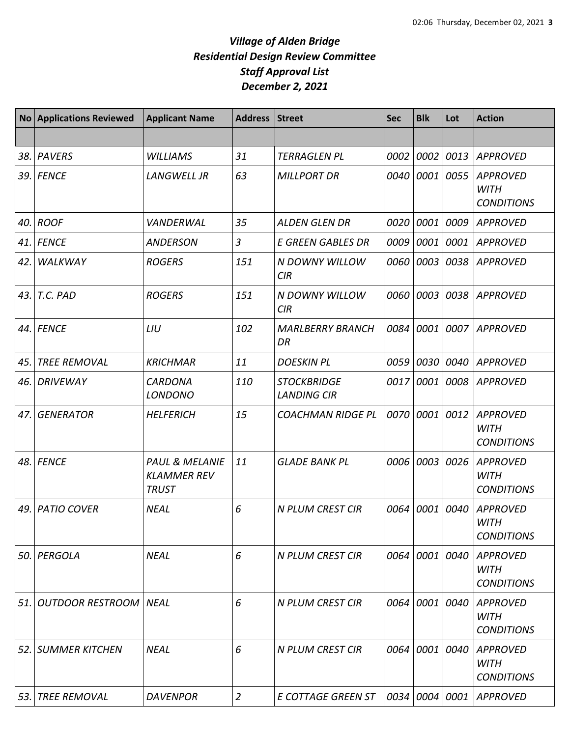# *Village of Alden Bridge*
## *Residential Design Review Committee*
## *Staff Approval List*
## *December 2, 2021*

| No | Applications Reviewed | Applicant Name | Address | Street | Sec | Blk | Lot | Action |
|---|---|---|---|---|---|---|---|---|
| | | | | | | | | |
| 38. | PAVERS | WILLIAMS | 31 | TERRAGLEN PL | 0002 | 0002 | 0013 | APPROVED |
| 39. | FENCE | LANGWELL JR | 63 | MILLPORT DR | 0040 | 0001 | 0055 | APPROVED WITH CONDITIONS |
| 40. | ROOF | VANDERWAL | 35 | ALDEN GLEN DR | 0020 | 0001 | 0009 | APPROVED |
| 41. | FENCE | ANDERSON | 3 | E GREEN GABLES DR | 0009 | 0001 | 0001 | APPROVED |
| 42. | WALKWAY | ROGERS | 151 | N DOWNY WILLOW CIR | 0060 | 0003 | 0038 | APPROVED |
| 43. | T.C. PAD | ROGERS | 151 | N DOWNY WILLOW CIR | 0060 | 0003 | 0038 | APPROVED |
| 44. | FENCE | LIU | 102 | MARLBERRY BRANCH DR | 0084 | 0001 | 0007 | APPROVED |
| 45. | TREE REMOVAL | KRICHMAR | 11 | DOESKIN PL | 0059 | 0030 | 0040 | APPROVED |
| 46. | DRIVEWAY | CARDONA LONDONO | 110 | STOCKBRIDGE LANDING CIR | 0017 | 0001 | 0008 | APPROVED |
| 47. | GENERATOR | HELFERICH | 15 | COACHMAN RIDGE PL | 0070 | 0001 | 0012 | APPROVED WITH CONDITIONS |
| 48. | FENCE | PAUL & MELANIE KLAMMER REV TRUST | 11 | GLADE BANK PL | 0006 | 0003 | 0026 | APPROVED WITH CONDITIONS |
| 49. | PATIO COVER | NEAL | 6 | N PLUM CREST CIR | 0064 | 0001 | 0040 | APPROVED WITH CONDITIONS |
| 50. | PERGOLA | NEAL | 6 | N PLUM CREST CIR | 0064 | 0001 | 0040 | APPROVED WITH CONDITIONS |
| 51. | OUTDOOR RESTROOM | NEAL | 6 | N PLUM CREST CIR | 0064 | 0001 | 0040 | APPROVED WITH CONDITIONS |
| 52. | SUMMER KITCHEN | NEAL | 6 | N PLUM CREST CIR | 0064 | 0001 | 0040 | APPROVED WITH CONDITIONS |
| 53. | TREE REMOVAL | DAVENPOR | 2 | E COTTAGE GREEN ST | 0034 | 0004 | 0001 | APPROVED |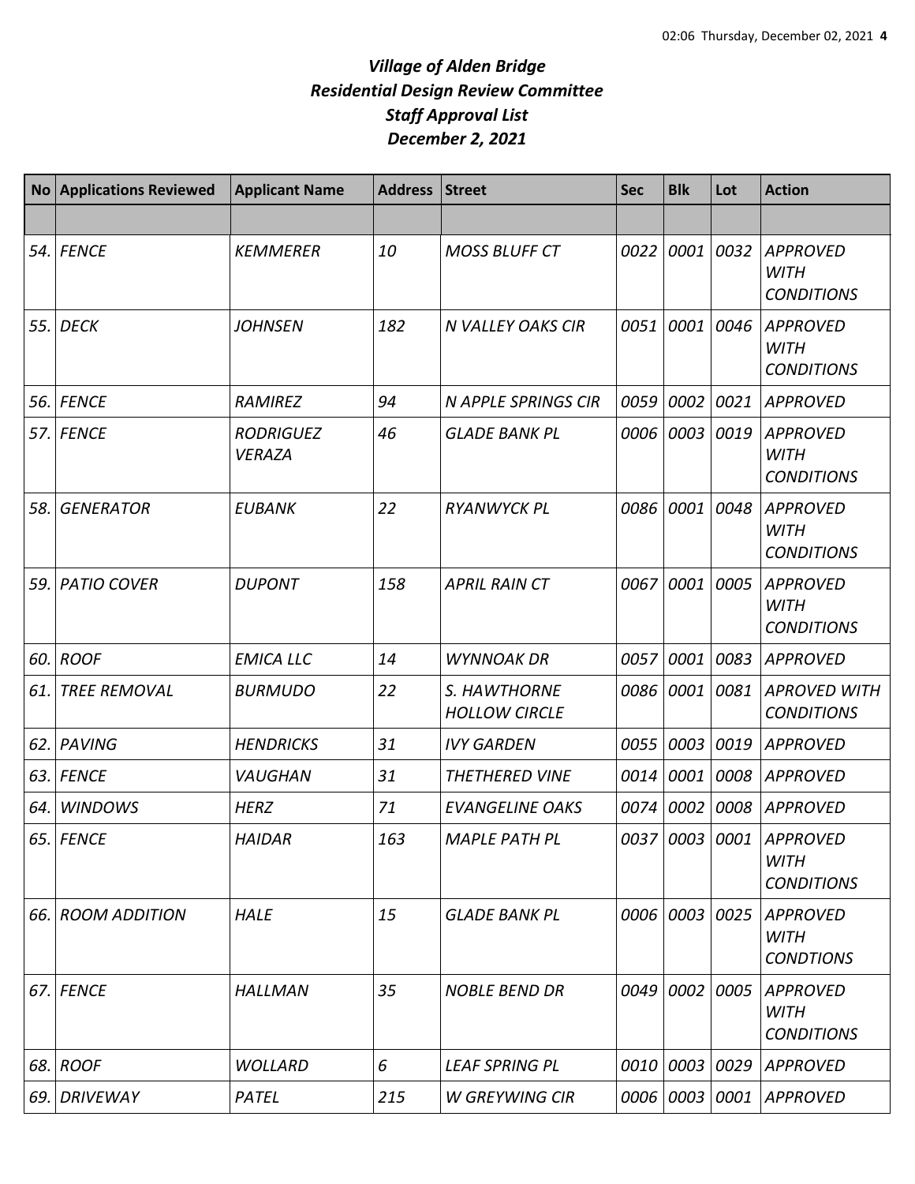# *Village of Alden Bridge*
# *Residential Design Review Committee*
# *Staff Approval List*
# *December 2, 2021*

| No | Applications Reviewed | Applicant Name | Address | Street | Sec | Blk | Lot | Action |
|---|---|---|---|---|---|---|---|---|
| | | | | | | | | |
| *54.* | *FENCE* | *KEMMERER* | *10* | *MOSS BLUFF CT* | *0022* | *0001* | *0032* | *APPROVED WITH CONDITIONS* |
| *55.* | *DECK* | *JOHNSEN* | *182* | *N VALLEY OAKS CIR* | *0051* | *0001* | *0046* | *APPROVED WITH CONDITIONS* |
| *56.* | *FENCE* | *RAMIREZ* | *94* | *N APPLE SPRINGS CIR* | *0059* | *0002* | *0021* | *APPROVED* |
| *57.* | *FENCE* | *RODRIGUEZ VERAZA* | *46* | *GLADE BANK PL* | *0006* | *0003* | *0019* | *APPROVED WITH CONDITIONS* |
| *58.* | *GENERATOR* | *EUBANK* | *22* | *RYANWYCK PL* | *0086* | *0001* | *0048* | *APPROVED WITH CONDITIONS* |
| *59.* | *PATIO COVER* | *DUPONT* | *158* | *APRIL RAIN CT* | *0067* | *0001* | *0005* | *APPROVED WITH CONDITIONS* |
| *60.* | *ROOF* | *EMICA LLC* | *14* | *WYNNOAK DR* | *0057* | *0001* | *0083* | *APPROVED* |
| *61.* | *TREE REMOVAL* | *BURMUDO* | *22* | *S. HAWTHORNE HOLLOW CIRCLE* | *0086* | *0001* | *0081* | *APROVED WITH CONDITIONS* |
| *62.* | *PAVING* | *HENDRICKS* | *31* | *IVY GARDEN* | *0055* | *0003* | *0019* | *APPROVED* |
| *63.* | *FENCE* | *VAUGHAN* | *31* | *THETHERED VINE* | *0014* | *0001* | *0008* | *APPROVED* |
| *64.* | *WINDOWS* | *HERZ* | *71* | *EVANGELINE OAKS* | *0074* | *0002* | *0008* | *APPROVED* |
| *65.* | *FENCE* | *HAIDAR* | *163* | *MAPLE PATH PL* | *0037* | *0003* | *0001* | *APPROVED WITH CONDITIONS* |
| *66.* | *ROOM ADDITION* | *HALE* | *15* | *GLADE BANK PL* | *0006* | *0003* | *0025* | *APPROVED WITH CONDTIONS* |
| *67.* | *FENCE* | *HALLMAN* | *35* | *NOBLE BEND DR* | *0049* | *0002* | *0005* | *APPROVED WITH CONDITIONS* |
| *68.* | *ROOF* | *WOLLARD* | *6* | *LEAF SPRING PL* | *0010* | *0003* | *0029* | *APPROVED* |
| *69.* | *DRIVEWAY* | *PATEL* | *215* | *W GREYWING CIR* | *0006* | *0003* | *0001* | *APPROVED* |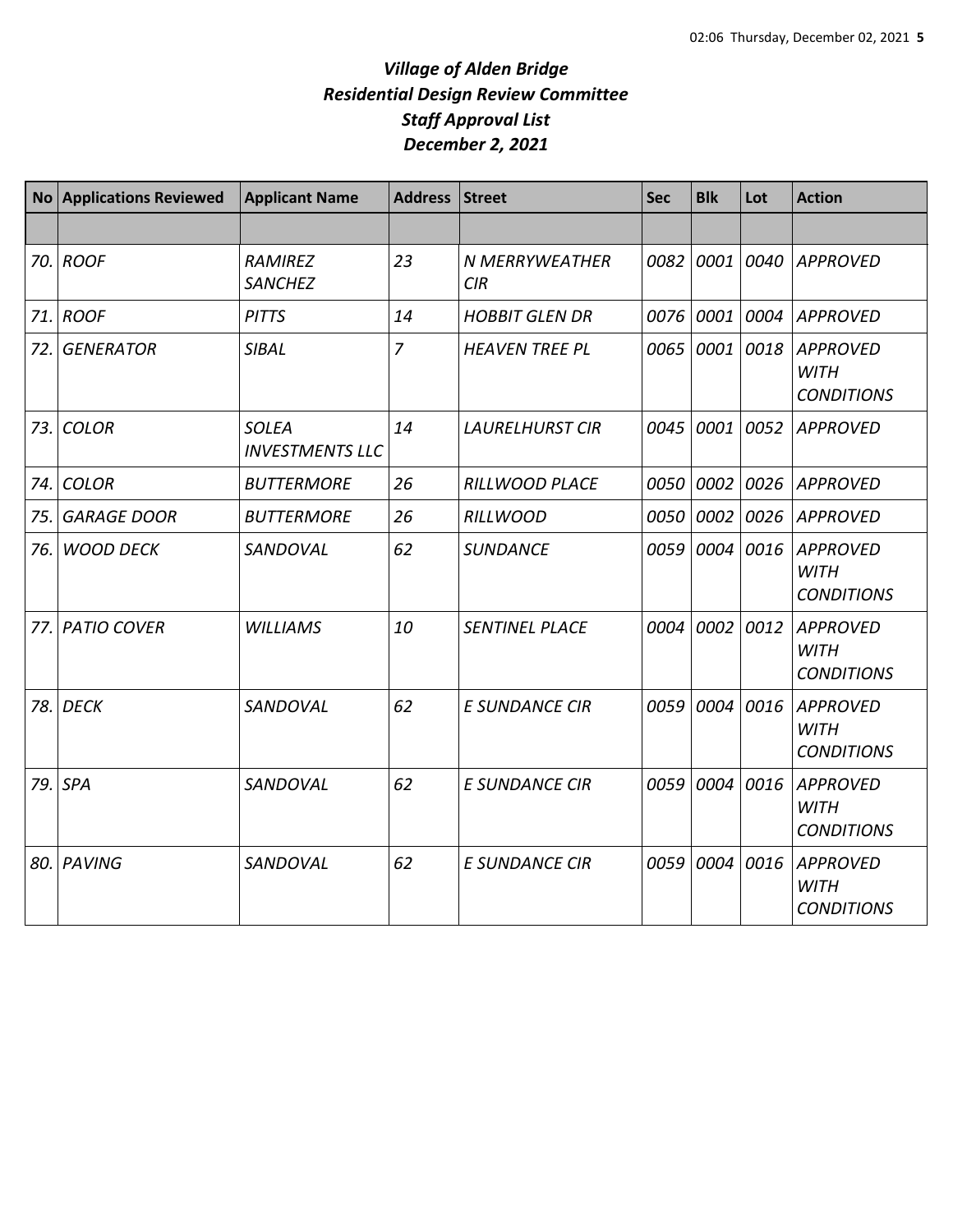# *Village of Alden Bridge*
# *Residential Design Review Committee*
# *Staff Approval List*
# *December 2, 2021*

| No | Applications Reviewed | Applicant Name | Address | Street | Sec | Blk | Lot | Action |
|---|---|---|---|---|---|---|---|---|
| | | | | | | | | |
| *70.* | *ROOF* | *RAMIREZ SANCHEZ* | *23* | *N MERRYWEATHER CIR* | *0082* | *0001* | *0040* | *APPROVED* |
| *71.* | *ROOF* | *PITTS* | *14* | *HOBBIT GLEN DR* | *0076* | *0001* | *0004* | *APPROVED* |
| *72.* | *GENERATOR* | *SIBAL* | *7* | *HEAVEN TREE PL* | *0065* | *0001* | *0018* | *APPROVED WITH CONDITIONS* |
| *73.* | *COLOR* | *SOLEA INVESTMENTS LLC* | *14* | *LAURELHURST CIR* | *0045* | *0001* | *0052* | *APPROVED* |
| *74.* | *COLOR* | *BUTTERMORE* | *26* | *RILLWOOD PLACE* | *0050* | *0002* | *0026* | *APPROVED* |
| *75.* | *GARAGE DOOR* | *BUTTERMORE* | *26* | *RILLWOOD* | *0050* | *0002* | *0026* | *APPROVED* |
| *76.* | *WOOD DECK* | *SANDOVAL* | *62* | *SUNDANCE* | *0059* | *0004* | *0016* | *APPROVED WITH CONDITIONS* |
| *77.* | *PATIO COVER* | *WILLIAMS* | *10* | *SENTINEL PLACE* | *0004* | *0002* | *0012* | *APPROVED WITH CONDITIONS* |
| *78.* | *DECK* | *SANDOVAL* | *62* | *E SUNDANCE CIR* | *0059* | *0004* | *0016* | *APPROVED WITH CONDITIONS* |
| *79.* | *SPA* | *SANDOVAL* | *62* | *E SUNDANCE CIR* | *0059* | *0004* | *0016* | *APPROVED WITH CONDITIONS* |
| *80.* | *PAVING* | *SANDOVAL* | *62* | *E SUNDANCE CIR* | *0059* | *0004* | *0016* | *APPROVED WITH CONDITIONS* |